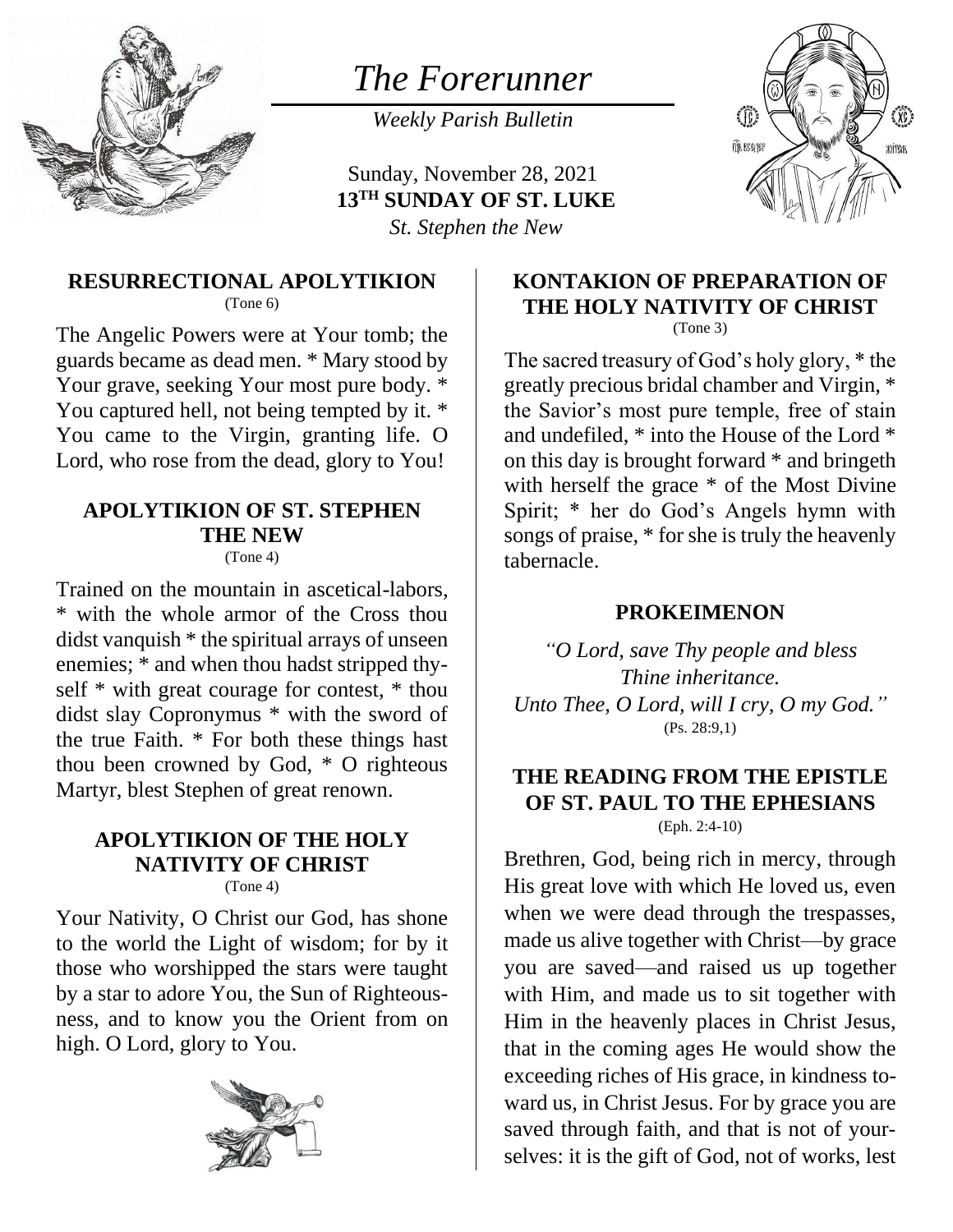# The Forerunner

*Weekly Parish Bulletin*

Sunday, November 28, 2021
**13TH SUNDAY OF ST. LUKE**
*St. Stephen the New*

## RESURRECTIONAL APOLYTIKION
(Tone 6)

The Angelic Powers were at Your tomb; the guards became as dead men. * Mary stood by Your grave, seeking Your most pure body. * You captured hell, not being tempted by it. * You came to the Virgin, granting life. O Lord, who rose from the dead, glory to You!

## APOLYTIKION OF ST. STEPHEN THE NEW
(Tone 4)

Trained on the mountain in ascetical-labors, * with the whole armor of the Cross thou didst vanquish * the spiritual arrays of unseen enemies; * and when thou hadst stripped thyself * with great courage for contest, * thou didst slay Copronymus * with the sword of the true Faith. * For both these things hast thou been crowned by God, * O righteous Martyr, blest Stephen of great renown.

## APOLYTIKION OF THE HOLY NATIVITY OF CHRIST
(Tone 4)

Your Nativity, O Christ our God, has shone to the world the Light of wisdom; for by it those who worshipped the stars were taught by a star to adore You, the Sun of Righteousness, and to know you the Orient from on high. O Lord, glory to You.

## KONTAKION OF PREPARATION OF THE HOLY NATIVITY OF CHRIST
(Tone 3)

The sacred treasury of God's holy glory, * the greatly precious bridal chamber and Virgin, * the Savior's most pure temple, free of stain and undefiled, * into the House of the Lord * on this day is brought forward * and bringeth with herself the grace * of the Most Divine Spirit; * her do God's Angels hymn with songs of praise, * for she is truly the heavenly tabernacle.

## PROKEIMENON

*"O Lord, save Thy people and bless Thine inheritance.*
*Unto Thee, O Lord, will I cry, O my God."*
(Ps. 28:9,1)

## THE READING FROM THE EPISTLE OF ST. PAUL TO THE EPHESIANS
(Eph. 2:4-10)

Brethren, God, being rich in mercy, through His great love with which He loved us, even when we were dead through the trespasses, made us alive together with Christ—by grace you are saved—and raised us up together with Him, and made us to sit together with Him in the heavenly places in Christ Jesus, that in the coming ages He would show the exceeding riches of His grace, in kindness toward us, in Christ Jesus. For by grace you are saved through faith, and that is not of yourselves: it is the gift of God, not of works, lest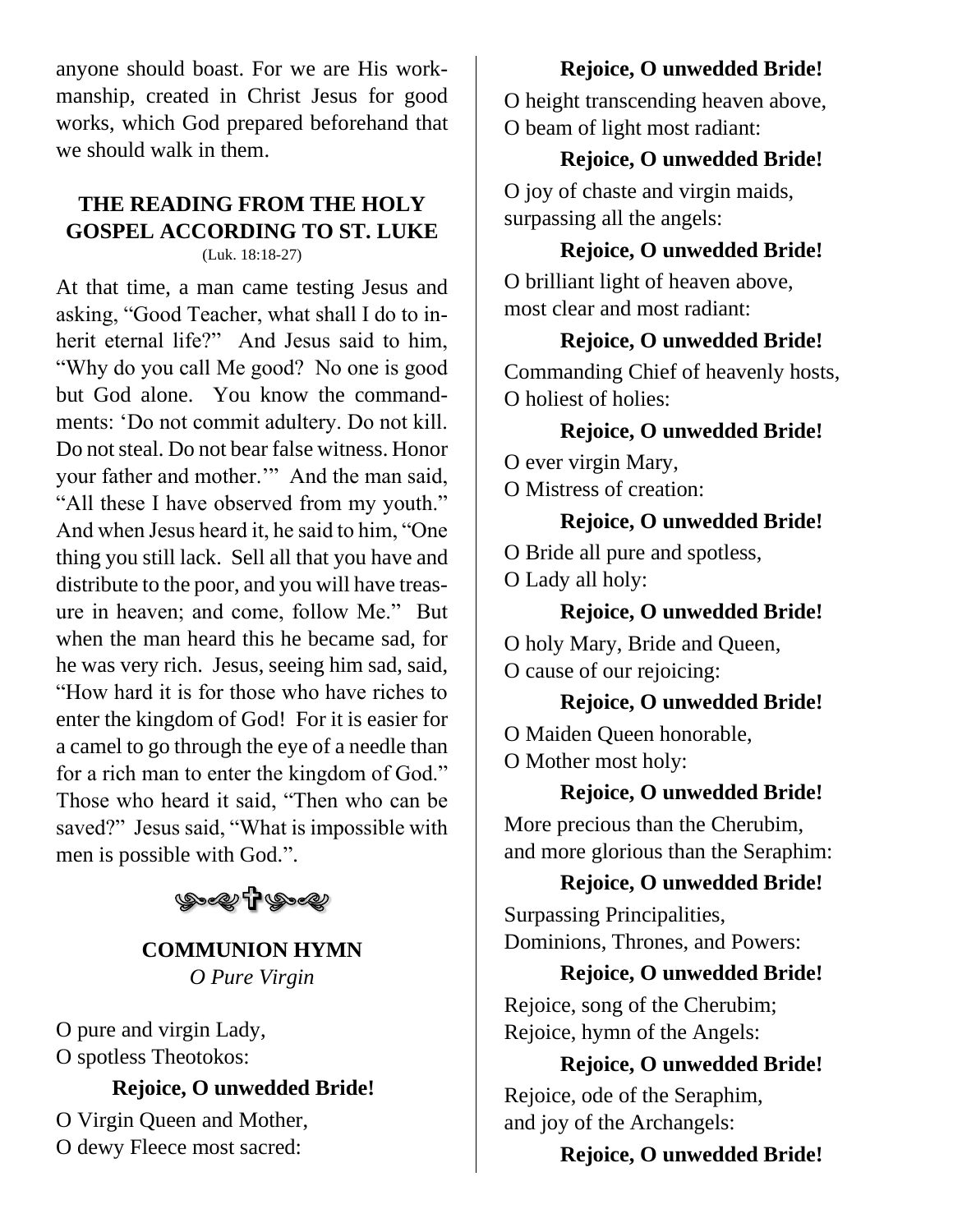anyone should boast. For we are His workmanship, created in Christ Jesus for good works, which God prepared beforehand that we should walk in them.

## THE READING FROM THE HOLY GOSPEL ACCORDING TO ST. LUKE

(Luk. 18:18-27)

At that time, a man came testing Jesus and asking, "Good Teacher, what shall I do to inherit eternal life?" And Jesus said to him, "Why do you call Me good? No one is good but God alone. You know the commandments: 'Do not commit adultery. Do not kill. Do not steal. Do not bear false witness. Honor your father and mother.'" And the man said, "All these I have observed from my youth." And when Jesus heard it, he said to him, "One thing you still lack. Sell all that you have and distribute to the poor, and you will have treasure in heaven; and come, follow Me." But when the man heard this he became sad, for he was very rich. Jesus, seeing him sad, said, "How hard it is for those who have riches to enter the kingdom of God! For it is easier for a camel to go through the eye of a needle than for a rich man to enter the kingdom of God." Those who heard it said, "Then who can be saved?" Jesus said, "What is impossible with men is possible with God.".

## COMMUNION HYMN

*O Pure Virgin*

O pure and virgin Lady,
O spotless Theotokos:

**Rejoice, O unwedded Bride!**

O Virgin Queen and Mother,
O dewy Fleece most sacred:

**Rejoice, O unwedded Bride!**

O height transcending heaven above,
O beam of light most radiant:

**Rejoice, O unwedded Bride!**

O joy of chaste and virgin maids,
surpassing all the angels:

**Rejoice, O unwedded Bride!**

O brilliant light of heaven above,
most clear and most radiant:

**Rejoice, O unwedded Bride!**

Commanding Chief of heavenly hosts,
O holiest of holies:

**Rejoice, O unwedded Bride!**

O ever virgin Mary,
O Mistress of creation:

**Rejoice, O unwedded Bride!**

O Bride all pure and spotless,
O Lady all holy:

**Rejoice, O unwedded Bride!**

O holy Mary, Bride and Queen,
O cause of our rejoicing:

**Rejoice, O unwedded Bride!**

O Maiden Queen honorable,
O Mother most holy:

**Rejoice, O unwedded Bride!**

More precious than the Cherubim,
and more glorious than the Seraphim:

**Rejoice, O unwedded Bride!**

Surpassing Principalities,
Dominions, Thrones, and Powers:

**Rejoice, O unwedded Bride!**

Rejoice, song of the Cherubim;
Rejoice, hymn of the Angels:

**Rejoice, O unwedded Bride!**

Rejoice, ode of the Seraphim,
and joy of the Archangels:

**Rejoice, O unwedded Bride!**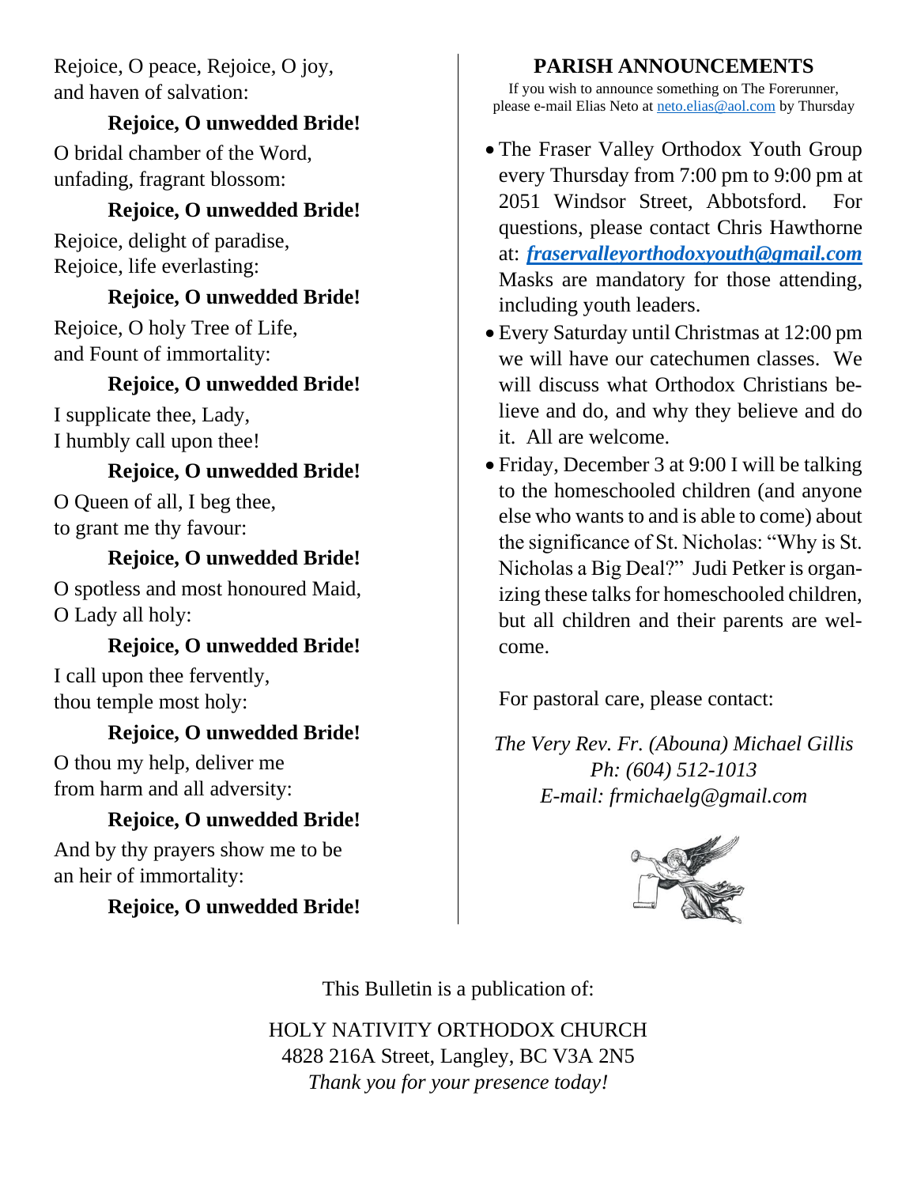Rejoice, O peace, Rejoice, O joy,
and haven of salvation:

**Rejoice, O unwedded Bride!**

O bridal chamber of the Word,
unfading, fragrant blossom:

**Rejoice, O unwedded Bride!**

Rejoice, delight of paradise,
Rejoice, life everlasting:

**Rejoice, O unwedded Bride!**

Rejoice, O holy Tree of Life,
and Fount of immortality:

**Rejoice, O unwedded Bride!**

I supplicate thee, Lady,
I humbly call upon thee!

**Rejoice, O unwedded Bride!**

O Queen of all, I beg thee,
to grant me thy favour:

**Rejoice, O unwedded Bride!**

O spotless and most honoured Maid,
O Lady all holy:

**Rejoice, O unwedded Bride!**

I call upon thee fervently,
thou temple most holy:

**Rejoice, O unwedded Bride!**

O thou my help, deliver me
from harm and all adversity:

**Rejoice, O unwedded Bride!**

And by thy prayers show me to be
an heir of immortality:

**Rejoice, O unwedded Bride!**

## PARISH ANNOUNCEMENTS

If you wish to announce something on The Forerunner, please e-mail Elias Neto at neto.elias@aol.com by Thursday

- The Fraser Valley Orthodox Youth Group every Thursday from 7:00 pm to 9:00 pm at 2051 Windsor Street, Abbotsford. For questions, please contact Chris Hawthorne at: ***fraservalleyorthodoxyouth@gmail.com*** Masks are mandatory for those attending, including youth leaders.
- Every Saturday until Christmas at 12:00 pm we will have our catechumen classes. We will discuss what Orthodox Christians believe and do, and why they believe and do it. All are welcome.
- Friday, December 3 at 9:00 I will be talking to the homeschooled children (and anyone else who wants to and is able to come) about the significance of St. Nicholas: "Why is St. Nicholas a Big Deal?" Judi Petker is organizing these talks for homeschooled children, but all children and their parents are welcome.

For pastoral care, please contact:

*The Very Rev. Fr. (Abouna) Michael Gillis*
*Ph: (604) 512-1013*
*E-mail: frmichaelg@gmail.com*

This Bulletin is a publication of:

HOLY NATIVITY ORTHODOX CHURCH
4828 216A Street, Langley, BC V3A 2N5
*Thank you for your presence today!*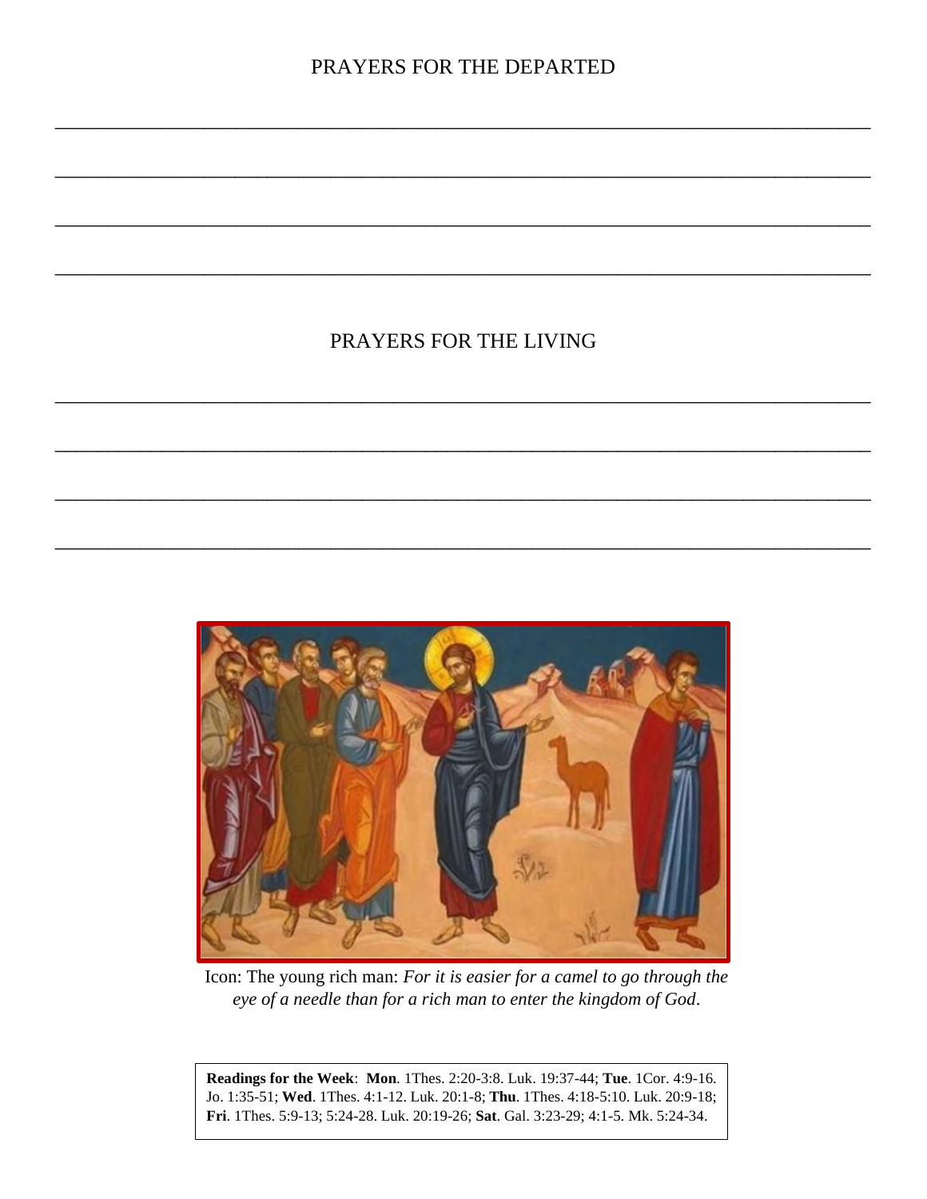## PRAYERS FOR THE DEPARTED

\_\_\_\_\_\_\_\_\_\_\_\_\_\_\_\_\_\_\_\_\_\_\_\_\_\_\_\_\_\_\_\_\_\_\_\_\_\_\_\_\_\_\_\_\_\_\_\_\_\_\_\_\_\_\_\_\_\_\_\_\_\_\_\_\_\_\_\_\_\_

\_\_\_\_\_\_\_\_\_\_\_\_\_\_\_\_\_\_\_\_\_\_\_\_\_\_\_\_\_\_\_\_\_\_\_\_\_\_\_\_\_\_\_\_\_\_\_\_\_\_\_\_\_\_\_\_\_\_\_\_\_\_\_\_\_\_\_\_\_\_

\_\_\_\_\_\_\_\_\_\_\_\_\_\_\_\_\_\_\_\_\_\_\_\_\_\_\_\_\_\_\_\_\_\_\_\_\_\_\_\_\_\_\_\_\_\_\_\_\_\_\_\_\_\_\_\_\_\_\_\_\_\_\_\_\_\_\_\_\_\_

\_\_\_\_\_\_\_\_\_\_\_\_\_\_\_\_\_\_\_\_\_\_\_\_\_\_\_\_\_\_\_\_\_\_\_\_\_\_\_\_\_\_\_\_\_\_\_\_\_\_\_\_\_\_\_\_\_\_\_\_\_\_\_\_\_\_\_\_\_\_

## PRAYERS FOR THE LIVING

\_\_\_\_\_\_\_\_\_\_\_\_\_\_\_\_\_\_\_\_\_\_\_\_\_\_\_\_\_\_\_\_\_\_\_\_\_\_\_\_\_\_\_\_\_\_\_\_\_\_\_\_\_\_\_\_\_\_\_\_\_\_\_\_\_\_\_\_\_\_

\_\_\_\_\_\_\_\_\_\_\_\_\_\_\_\_\_\_\_\_\_\_\_\_\_\_\_\_\_\_\_\_\_\_\_\_\_\_\_\_\_\_\_\_\_\_\_\_\_\_\_\_\_\_\_\_\_\_\_\_\_\_\_\_\_\_\_\_\_\_

\_\_\_\_\_\_\_\_\_\_\_\_\_\_\_\_\_\_\_\_\_\_\_\_\_\_\_\_\_\_\_\_\_\_\_\_\_\_\_\_\_\_\_\_\_\_\_\_\_\_\_\_\_\_\_\_\_\_\_\_\_\_\_\_\_\_\_\_\_\_

\_\_\_\_\_\_\_\_\_\_\_\_\_\_\_\_\_\_\_\_\_\_\_\_\_\_\_\_\_\_\_\_\_\_\_\_\_\_\_\_\_\_\_\_\_\_\_\_\_\_\_\_\_\_\_\_\_\_\_\_\_\_\_\_\_\_\_\_\_\_

Icon: The young rich man: *For it is easier for a camel to go through the eye of a needle than for a rich man to enter the kingdom of God*.

**Readings for the Week**: **Mon**. 1Thes. 2:20-3:8. Luk. 19:37-44; **Tue**. 1Cor. 4:9-16. Jo. 1:35-51; **Wed**. 1Thes. 4:1-12. Luk. 20:1-8; **Thu**. 1Thes. 4:18-5:10. Luk. 20:9-18; **Fri**. 1Thes. 5:9-13; 5:24-28. Luk. 20:19-26; **Sat**. Gal. 3:23-29; 4:1-5. Mk. 5:24-34.